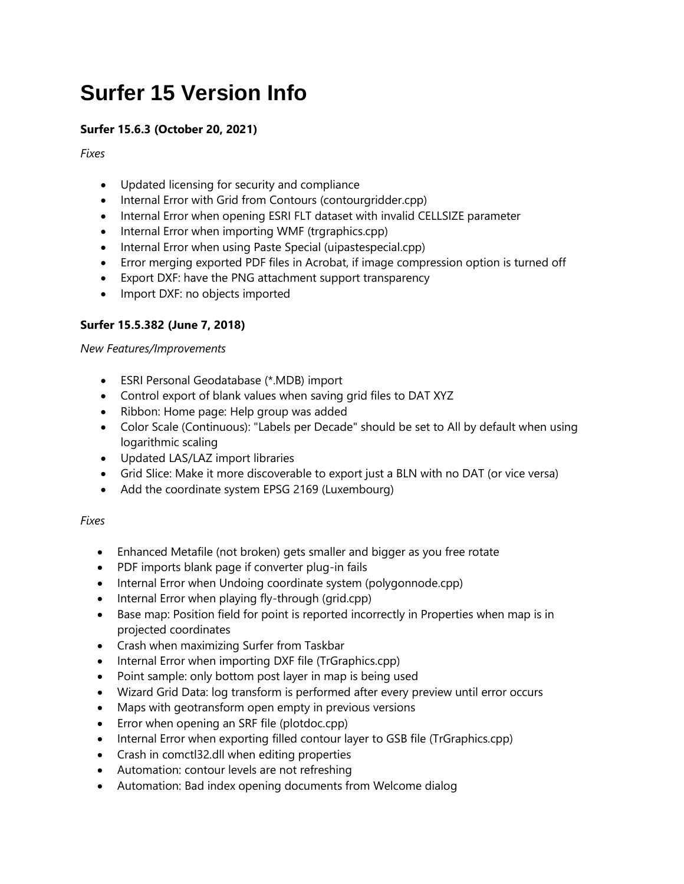# Surfer 15 Version Info

### Surfer 15.6.3 (October 20, 2021)

*Fixes*

- Updated licensing for security and compliance
- Internal Error with Grid from Contours (contourgridder.cpp)
- Internal Error when opening ESRI FLT dataset with invalid CELLSIZE parameter
- Internal Error when importing WMF (trgraphics.cpp)
- Internal Error when using Paste Special (uipastespecial.cpp)
- Error merging exported PDF files in Acrobat, if image compression option is turned off
- Export DXF: have the PNG attachment support transparency
- Import DXF: no objects imported

### Surfer 15.5.382 (June 7, 2018)

*New Features/Improvements*

- ESRI Personal Geodatabase (*.MDB) import
- Control export of blank values when saving grid files to DAT XYZ
- Ribbon: Home page: Help group was added
- Color Scale (Continuous): "Labels per Decade" should be set to All by default when using logarithmic scaling
- Updated LAS/LAZ import libraries
- Grid Slice: Make it more discoverable to export just a BLN with no DAT (or vice versa)
- Add the coordinate system EPSG 2169 (Luxembourg)

*Fixes*

- Enhanced Metafile (not broken) gets smaller and bigger as you free rotate
- PDF imports blank page if converter plug-in fails
- Internal Error when Undoing coordinate system (polygonnode.cpp)
- Internal Error when playing fly-through (grid.cpp)
- Base map: Position field for point is reported incorrectly in Properties when map is in projected coordinates
- Crash when maximizing Surfer from Taskbar
- Internal Error when importing DXF file (TrGraphics.cpp)
- Point sample: only bottom post layer in map is being used
- Wizard Grid Data: log transform is performed after every preview until error occurs
- Maps with geotransform open empty in previous versions
- Error when opening an SRF file (plotdoc.cpp)
- Internal Error when exporting filled contour layer to GSB file (TrGraphics.cpp)
- Crash in comctl32.dll when editing properties
- Automation: contour levels are not refreshing
- Automation: Bad index opening documents from Welcome dialog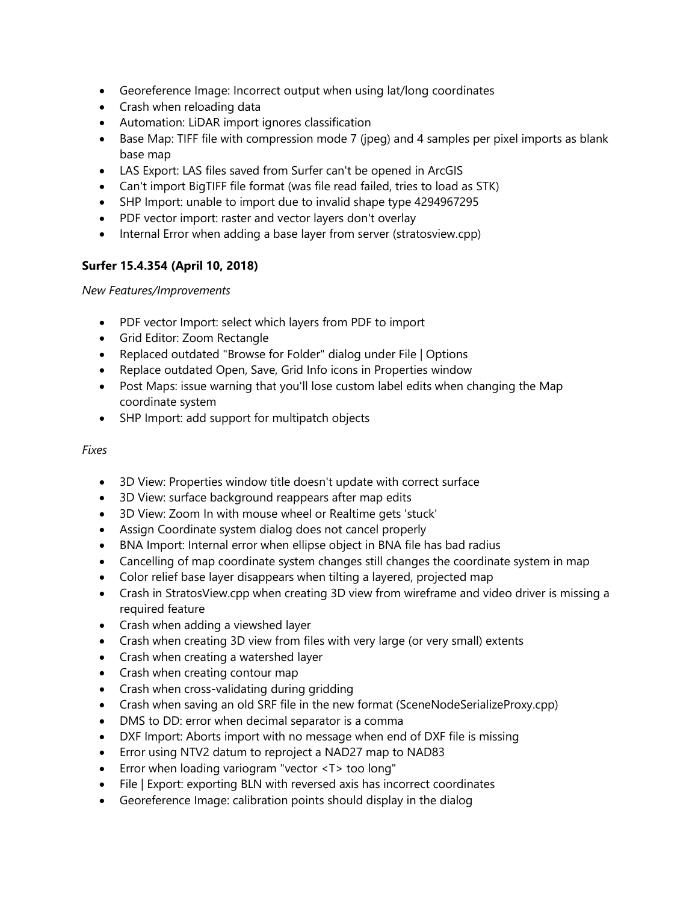- Georeference Image: Incorrect output when using lat/long coordinates
- Crash when reloading data
- Automation: LiDAR import ignores classification
- Base Map: TIFF file with compression mode 7 (jpeg) and 4 samples per pixel imports as blank base map
- LAS Export: LAS files saved from Surfer can't be opened in ArcGIS
- Can't import BigTIFF file format (was file read failed, tries to load as STK)
- SHP Import: unable to import due to invalid shape type 4294967295
- PDF vector import: raster and vector layers don't overlay
- Internal Error when adding a base layer from server (stratosview.cpp)

**Surfer 15.4.354 (April 10, 2018)**

*New Features/Improvements*

- PDF vector Import: select which layers from PDF to import
- Grid Editor: Zoom Rectangle
- Replaced outdated "Browse for Folder" dialog under File | Options
- Replace outdated Open, Save, Grid Info icons in Properties window
- Post Maps: issue warning that you'll lose custom label edits when changing the Map coordinate system
- SHP Import: add support for multipatch objects

*Fixes*

- 3D View: Properties window title doesn't update with correct surface
- 3D View: surface background reappears after map edits
- 3D View: Zoom In with mouse wheel or Realtime gets 'stuck'
- Assign Coordinate system dialog does not cancel properly
- BNA Import: Internal error when ellipse object in BNA file has bad radius
- Cancelling of map coordinate system changes still changes the coordinate system in map
- Color relief base layer disappears when tilting a layered, projected map
- Crash in StratosView.cpp when creating 3D view from wireframe and video driver is missing a required feature
- Crash when adding a viewshed layer
- Crash when creating 3D view from files with very large (or very small) extents
- Crash when creating a watershed layer
- Crash when creating contour map
- Crash when cross-validating during gridding
- Crash when saving an old SRF file in the new format (SceneNodeSerializeProxy.cpp)
- DMS to DD: error when decimal separator is a comma
- DXF Import: Aborts import with no message when end of DXF file is missing
- Error using NTV2 datum to reproject a NAD27 map to NAD83
- Error when loading variogram "vector <T> too long"
- File | Export: exporting BLN with reversed axis has incorrect coordinates
- Georeference Image: calibration points should display in the dialog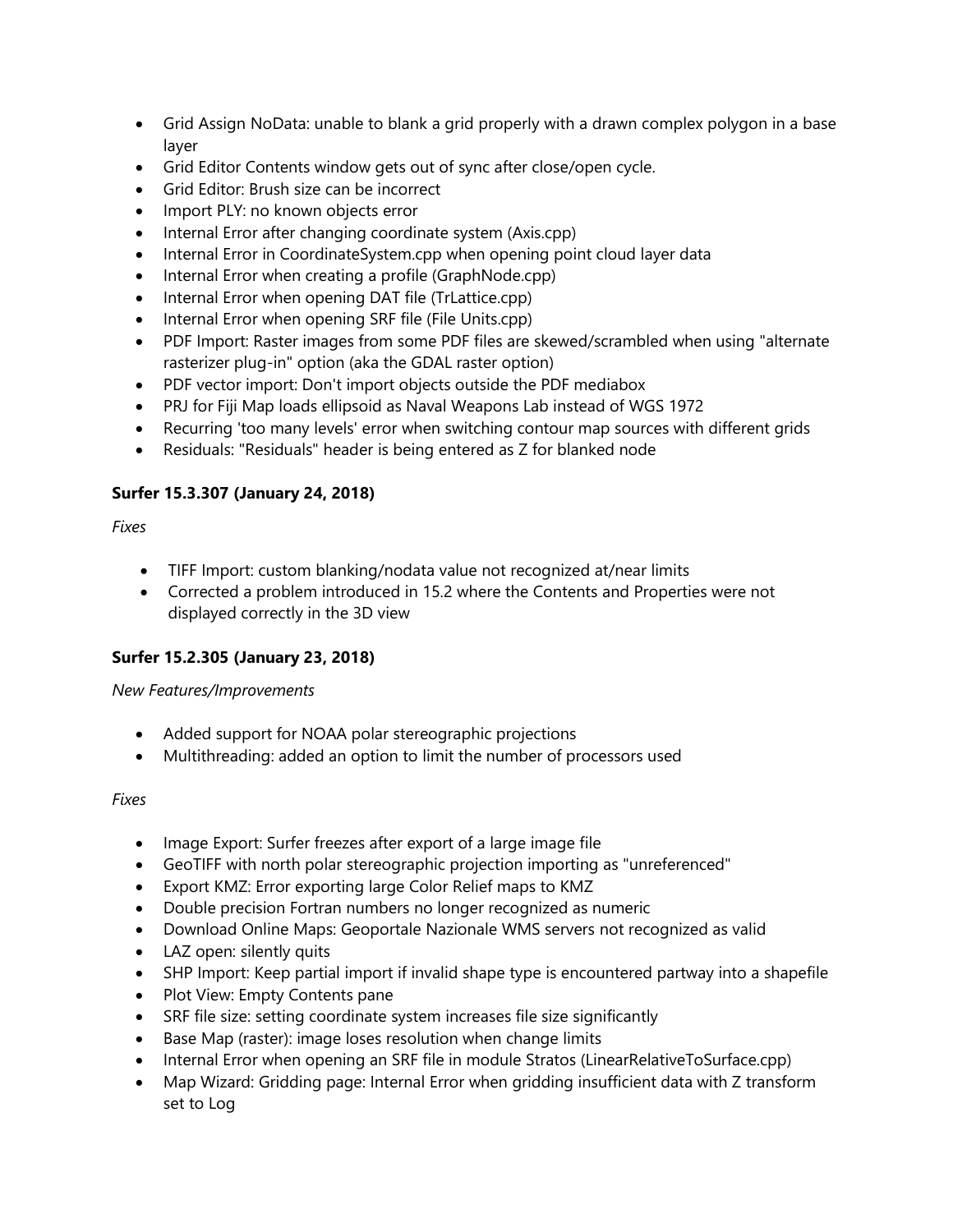- Grid Assign NoData: unable to blank a grid properly with a drawn complex polygon in a base layer
- Grid Editor Contents window gets out of sync after close/open cycle.
- Grid Editor: Brush size can be incorrect
- Import PLY: no known objects error
- Internal Error after changing coordinate system (Axis.cpp)
- Internal Error in CoordinateSystem.cpp when opening point cloud layer data
- Internal Error when creating a profile (GraphNode.cpp)
- Internal Error when opening DAT file (TrLattice.cpp)
- Internal Error when opening SRF file (File Units.cpp)
- PDF Import: Raster images from some PDF files are skewed/scrambled when using "alternate rasterizer plug-in" option (aka the GDAL raster option)
- PDF vector import: Don't import objects outside the PDF mediabox
- PRJ for Fiji Map loads ellipsoid as Naval Weapons Lab instead of WGS 1972
- Recurring 'too many levels' error when switching contour map sources with different grids
- Residuals: "Residuals" header is being entered as Z for blanked node

**Surfer 15.3.307 (January 24, 2018)**

*Fixes*

- TIFF Import: custom blanking/nodata value not recognized at/near limits
- Corrected a problem introduced in 15.2 where the Contents and Properties were not displayed correctly in the 3D view

**Surfer 15.2.305 (January 23, 2018)**

*New Features/Improvements*

- Added support for NOAA polar stereographic projections
- Multithreading: added an option to limit the number of processors used

*Fixes*

- Image Export: Surfer freezes after export of a large image file
- GeoTIFF with north polar stereographic projection importing as "unreferenced"
- Export KMZ: Error exporting large Color Relief maps to KMZ
- Double precision Fortran numbers no longer recognized as numeric
- Download Online Maps: Geoportale Nazionale WMS servers not recognized as valid
- LAZ open: silently quits
- SHP Import: Keep partial import if invalid shape type is encountered partway into a shapefile
- Plot View: Empty Contents pane
- SRF file size: setting coordinate system increases file size significantly
- Base Map (raster): image loses resolution when change limits
- Internal Error when opening an SRF file in module Stratos (LinearRelativeToSurface.cpp)
- Map Wizard: Gridding page: Internal Error when gridding insufficient data with Z transform set to Log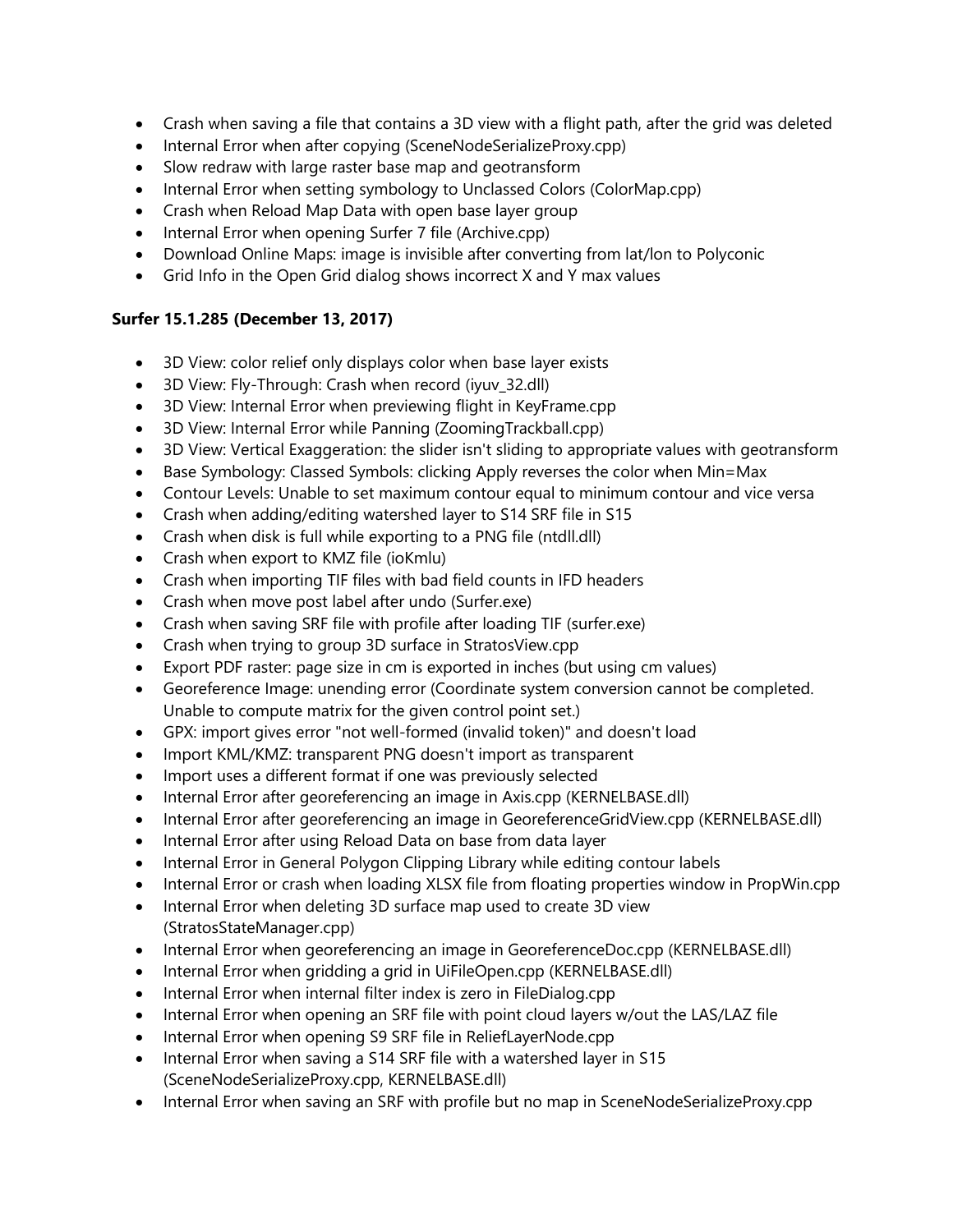- Crash when saving a file that contains a 3D view with a flight path, after the grid was deleted
- Internal Error when after copying (SceneNodeSerializeProxy.cpp)
- Slow redraw with large raster base map and geotransform
- Internal Error when setting symbology to Unclassed Colors (ColorMap.cpp)
- Crash when Reload Map Data with open base layer group
- Internal Error when opening Surfer 7 file (Archive.cpp)
- Download Online Maps: image is invisible after converting from lat/lon to Polyconic
- Grid Info in the Open Grid dialog shows incorrect X and Y max values

**Surfer 15.1.285 (December 13, 2017)**

- 3D View: color relief only displays color when base layer exists
- 3D View: Fly-Through: Crash when record (iyuv_32.dll)
- 3D View: Internal Error when previewing flight in KeyFrame.cpp
- 3D View: Internal Error while Panning (ZoomingTrackball.cpp)
- 3D View: Vertical Exaggeration: the slider isn't sliding to appropriate values with geotransform
- Base Symbology: Classed Symbols: clicking Apply reverses the color when Min=Max
- Contour Levels: Unable to set maximum contour equal to minimum contour and vice versa
- Crash when adding/editing watershed layer to S14 SRF file in S15
- Crash when disk is full while exporting to a PNG file (ntdll.dll)
- Crash when export to KMZ file (ioKmlu)
- Crash when importing TIF files with bad field counts in IFD headers
- Crash when move post label after undo (Surfer.exe)
- Crash when saving SRF file with profile after loading TIF (surfer.exe)
- Crash when trying to group 3D surface in StratosView.cpp
- Export PDF raster: page size in cm is exported in inches (but using cm values)
- Georeference Image: unending error (Coordinate system conversion cannot be completed. Unable to compute matrix for the given control point set.)
- GPX: import gives error "not well-formed (invalid token)" and doesn't load
- Import KML/KMZ: transparent PNG doesn't import as transparent
- Import uses a different format if one was previously selected
- Internal Error after georeferencing an image in Axis.cpp (KERNELBASE.dll)
- Internal Error after georeferencing an image in GeoreferenceGridView.cpp (KERNELBASE.dll)
- Internal Error after using Reload Data on base from data layer
- Internal Error in General Polygon Clipping Library while editing contour labels
- Internal Error or crash when loading XLSX file from floating properties window in PropWin.cpp
- Internal Error when deleting 3D surface map used to create 3D view (StratosStateManager.cpp)
- Internal Error when georeferencing an image in GeoreferenceDoc.cpp (KERNELBASE.dll)
- Internal Error when gridding a grid in UiFileOpen.cpp (KERNELBASE.dll)
- Internal Error when internal filter index is zero in FileDialog.cpp
- Internal Error when opening an SRF file with point cloud layers w/out the LAS/LAZ file
- Internal Error when opening S9 SRF file in ReliefLayerNode.cpp
- Internal Error when saving a S14 SRF file with a watershed layer in S15 (SceneNodeSerializeProxy.cpp, KERNELBASE.dll)
- Internal Error when saving an SRF with profile but no map in SceneNodeSerializeProxy.cpp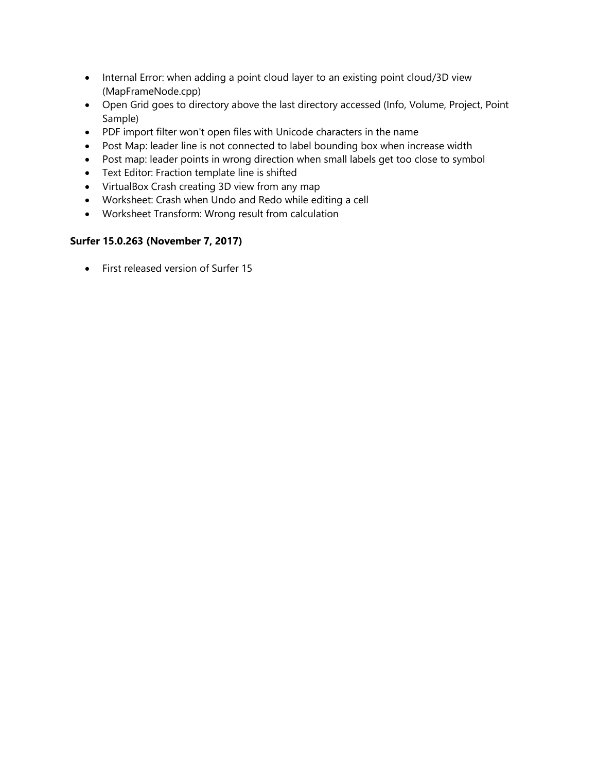- Internal Error: when adding a point cloud layer to an existing point cloud/3D view (MapFrameNode.cpp)
- Open Grid goes to directory above the last directory accessed (Info, Volume, Project, Point Sample)
- PDF import filter won't open files with Unicode characters in the name
- Post Map: leader line is not connected to label bounding box when increase width
- Post map: leader points in wrong direction when small labels get too close to symbol
- Text Editor: Fraction template line is shifted
- VirtualBox Crash creating 3D view from any map
- Worksheet: Crash when Undo and Redo while editing a cell
- Worksheet Transform: Wrong result from calculation

**Surfer 15.0.263 (November 7, 2017)**

- First released version of Surfer 15